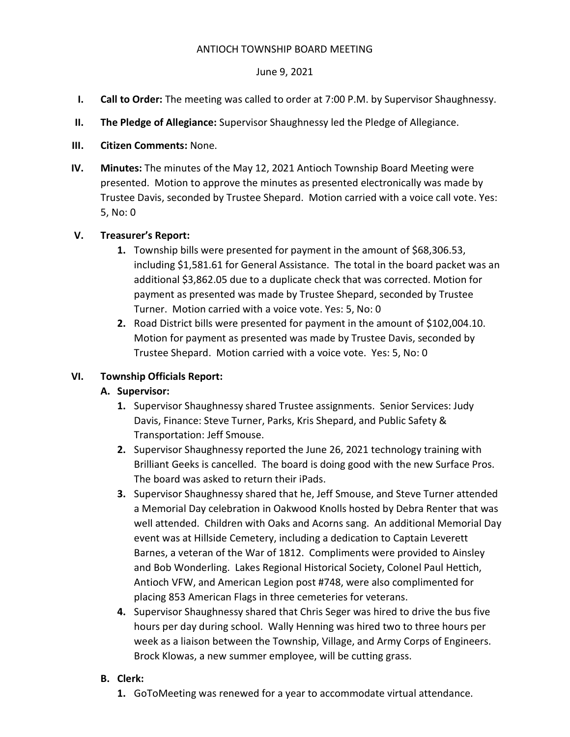# ANTIOCH TOWNSHIP BOARD MEETING

June 9, 2021

I. **Call to Order:** The meeting was called to order at 7:00 P.M. by Supervisor Shaughnessy.

II. **The Pledge of Allegiance:** Supervisor Shaughnessy led the Pledge of Allegiance.

III. **Citizen Comments:** None.

IV. **Minutes:** The minutes of the May 12, 2021 Antioch Township Board Meeting were presented. Motion to approve the minutes as presented electronically was made by Trustee Davis, seconded by Trustee Shepard. Motion carried with a voice call vote. Yes: 5, No: 0

V. **Treasurer's Report:**

1. Township bills were presented for payment in the amount of $68,306.53, including $1,581.61 for General Assistance. The total in the board packet was an additional $3,862.05 due to a duplicate check that was corrected. Motion for payment as presented was made by Trustee Shepard, seconded by Trustee Turner. Motion carried with a voice vote. Yes: 5, No: 0
2. Road District bills were presented for payment in the amount of $102,004.10. Motion for payment as presented was made by Trustee Davis, seconded by Trustee Shepard. Motion carried with a voice vote. Yes: 5, No: 0

VI. **Township Officials Report:**

**A. Supervisor:**

1. Supervisor Shaughnessy shared Trustee assignments. Senior Services: Judy Davis, Finance: Steve Turner, Parks, Kris Shepard, and Public Safety & Transportation: Jeff Smouse.
2. Supervisor Shaughnessy reported the June 26, 2021 technology training with Brilliant Geeks is cancelled. The board is doing good with the new Surface Pros. The board was asked to return their iPads.
3. Supervisor Shaughnessy shared that he, Jeff Smouse, and Steve Turner attended a Memorial Day celebration in Oakwood Knolls hosted by Debra Renter that was well attended. Children with Oaks and Acorns sang. An additional Memorial Day event was at Hillside Cemetery, including a dedication to Captain Leverett Barnes, a veteran of the War of 1812. Compliments were provided to Ainsley and Bob Wonderling. Lakes Regional Historical Society, Colonel Paul Hettich, Antioch VFW, and American Legion post #748, were also complimented for placing 853 American Flags in three cemeteries for veterans.
4. Supervisor Shaughnessy shared that Chris Seger was hired to drive the bus five hours per day during school. Wally Henning was hired two to three hours per week as a liaison between the Township, Village, and Army Corps of Engineers. Brock Klowas, a new summer employee, will be cutting grass.

**B. Clerk:**

1. GoToMeeting was renewed for a year to accommodate virtual attendance.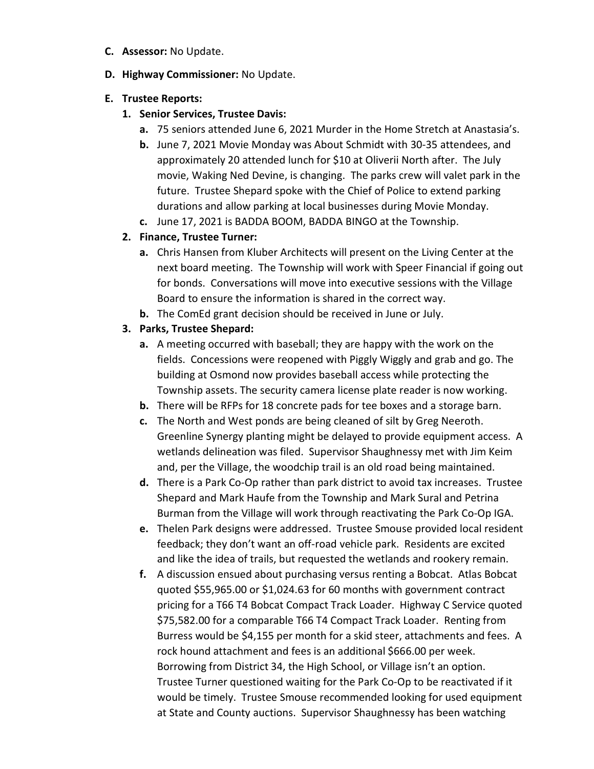**C. Assessor:** No Update.

**D. Highway Commissioner:** No Update.

**E. Trustee Reports:**

1. **Senior Services, Trustee Davis:**
   - **a.** 75 seniors attended June 6, 2021 Murder in the Home Stretch at Anastasia's.
   - **b.** June 7, 2021 Movie Monday was About Schmidt with 30-35 attendees, and approximately 20 attended lunch for $10 at Oliverii North after. The July movie, Waking Ned Devine, is changing. The parks crew will valet park in the future. Trustee Shepard spoke with the Chief of Police to extend parking durations and allow parking at local businesses during Movie Monday.
   - **c.** June 17, 2021 is BADDA BOOM, BADDA BINGO at the Township.
2. **Finance, Trustee Turner:**
   - **a.** Chris Hansen from Kluber Architects will present on the Living Center at the next board meeting. The Township will work with Speer Financial if going out for bonds. Conversations will move into executive sessions with the Village Board to ensure the information is shared in the correct way.
   - **b.** The ComEd grant decision should be received in June or July.
3. **Parks, Trustee Shepard:**
   - **a.** A meeting occurred with baseball; they are happy with the work on the fields. Concessions were reopened with Piggly Wiggly and grab and go. The building at Osmond now provides baseball access while protecting the Township assets. The security camera license plate reader is now working.
   - **b.** There will be RFPs for 18 concrete pads for tee boxes and a storage barn.
   - **c.** The North and West ponds are being cleaned of silt by Greg Neeroth. Greenline Synergy planting might be delayed to provide equipment access. A wetlands delineation was filed. Supervisor Shaughnessy met with Jim Keim and, per the Village, the woodchip trail is an old road being maintained.
   - **d.** There is a Park Co-Op rather than park district to avoid tax increases. Trustee Shepard and Mark Haufe from the Township and Mark Sural and Petrina Burman from the Village will work through reactivating the Park Co-Op IGA.
   - **e.** Thelen Park designs were addressed. Trustee Smouse provided local resident feedback; they don't want an off-road vehicle park. Residents are excited and like the idea of trails, but requested the wetlands and rookery remain.
   - **f.** A discussion ensued about purchasing versus renting a Bobcat. Atlas Bobcat quoted $55,965.00 or $1,024.63 for 60 months with government contract pricing for a T66 T4 Bobcat Compact Track Loader. Highway C Service quoted $75,582.00 for a comparable T66 T4 Compact Track Loader. Renting from Burress would be $4,155 per month for a skid steer, attachments and fees. A rock hound attachment and fees is an additional $666.00 per week. Borrowing from District 34, the High School, or Village isn't an option. Trustee Turner questioned waiting for the Park Co-Op to be reactivated if it would be timely. Trustee Smouse recommended looking for used equipment at State and County auctions. Supervisor Shaughnessy has been watching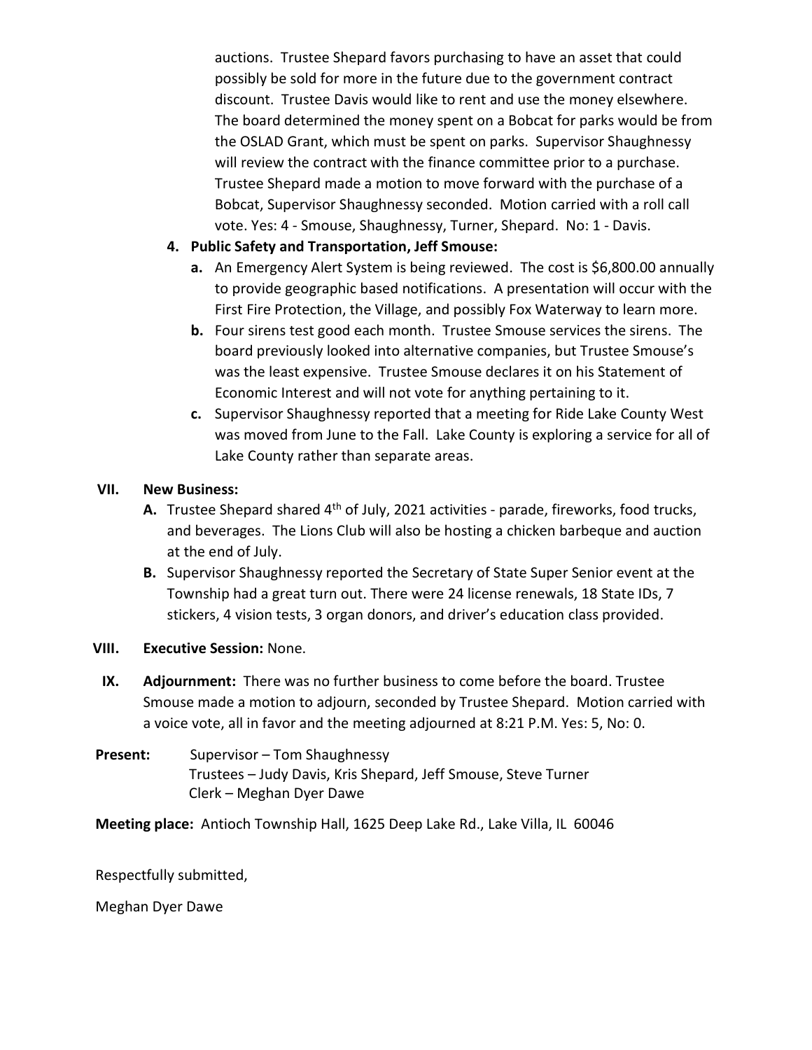auctions. Trustee Shepard favors purchasing to have an asset that could possibly be sold for more in the future due to the government contract discount. Trustee Davis would like to rent and use the money elsewhere. The board determined the money spent on a Bobcat for parks would be from the OSLAD Grant, which must be spent on parks. Supervisor Shaughnessy will review the contract with the finance committee prior to a purchase. Trustee Shepard made a motion to move forward with the purchase of a Bobcat, Supervisor Shaughnessy seconded. Motion carried with a roll call vote. Yes: 4 - Smouse, Shaughnessy, Turner, Shepard. No: 1 - Davis.

4. **Public Safety and Transportation, Jeff Smouse:**
   a. An Emergency Alert System is being reviewed. The cost is $6,800.00 annually to provide geographic based notifications. A presentation will occur with the First Fire Protection, the Village, and possibly Fox Waterway to learn more.
   b. Four sirens test good each month. Trustee Smouse services the sirens. The board previously looked into alternative companies, but Trustee Smouse's was the least expensive. Trustee Smouse declares it on his Statement of Economic Interest and will not vote for anything pertaining to it.
   c. Supervisor Shaughnessy reported that a meeting for Ride Lake County West was moved from June to the Fall. Lake County is exploring a service for all of Lake County rather than separate areas.

**VII. New Business:**

A. Trustee Shepard shared 4th of July, 2021 activities - parade, fireworks, food trucks, and beverages. The Lions Club will also be hosting a chicken barbeque and auction at the end of July.

B. Supervisor Shaughnessy reported the Secretary of State Super Senior event at the Township had a great turn out. There were 24 license renewals, 18 State IDs, 7 stickers, 4 vision tests, 3 organ donors, and driver's education class provided.

**VIII. Executive Session:** None.

**IX. Adjournment:** There was no further business to come before the board. Trustee Smouse made a motion to adjourn, seconded by Trustee Shepard. Motion carried with a voice vote, all in favor and the meeting adjourned at 8:21 P.M. Yes: 5, No: 0.

**Present:** Supervisor – Tom Shaughnessy
Trustees – Judy Davis, Kris Shepard, Jeff Smouse, Steve Turner
Clerk – Meghan Dyer Dawe

**Meeting place:** Antioch Township Hall, 1625 Deep Lake Rd., Lake Villa, IL 60046

Respectfully submitted,

Meghan Dyer Dawe